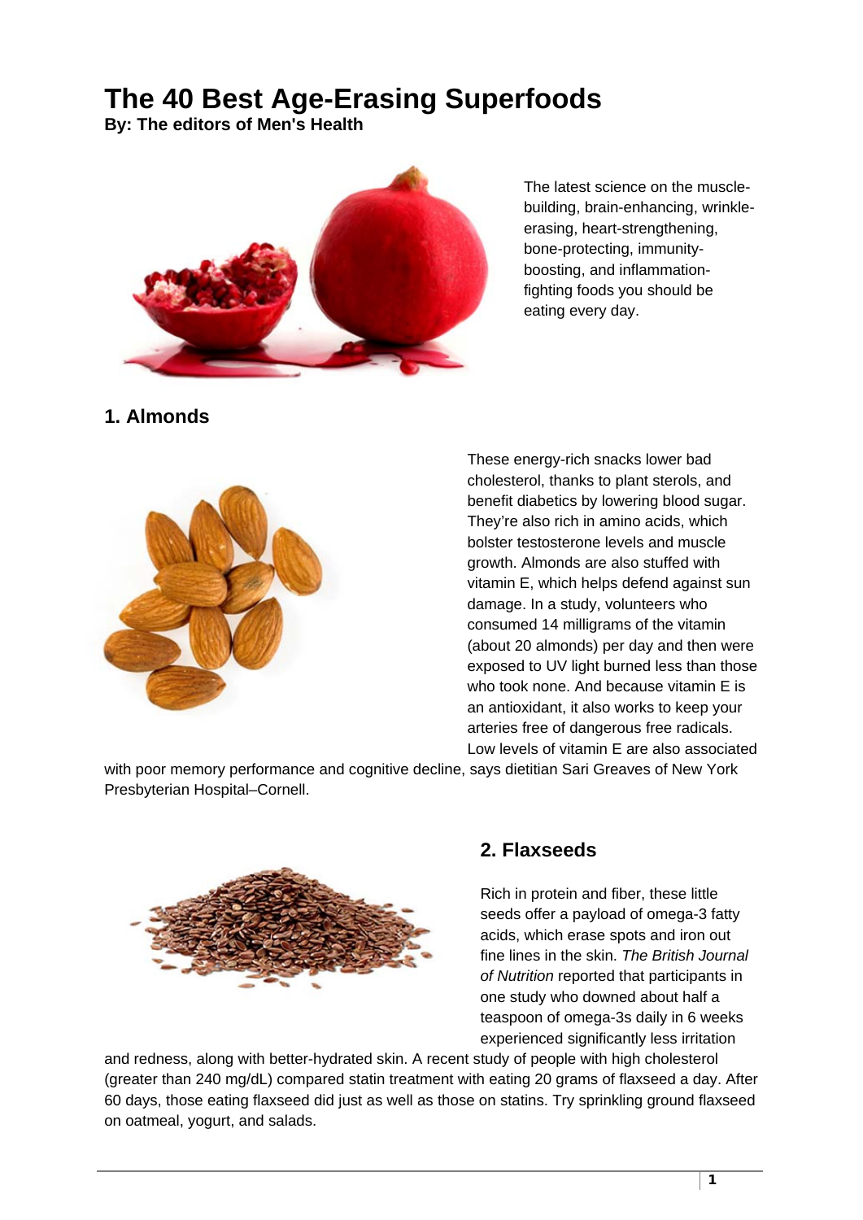# The 40 Best Age-Erasing Superfoods

**By: The editors of Men's Health**

The latest science on the muscle-building, brain-enhancing, wrinkle-erasing, heart-strengthening, bone-protecting, immunity-boosting, and inflammation-fighting foods you should be eating every day.

## 1. Almonds

These energy-rich snacks lower bad cholesterol, thanks to plant sterols, and benefit diabetics by lowering blood sugar. They're also rich in amino acids, which bolster testosterone levels and muscle growth. Almonds are also stuffed with vitamin E, which helps defend against sun damage. In a study, volunteers who consumed 14 milligrams of the vitamin (about 20 almonds) per day and then were exposed to UV light burned less than those who took none. And because vitamin E is an antioxidant, it also works to keep your arteries free of dangerous free radicals. Low levels of vitamin E are also associated with poor memory performance and cognitive decline, says dietitian Sari Greaves of New York Presbyterian Hospital–Cornell.

## 2. Flaxseeds

Rich in protein and fiber, these little seeds offer a payload of omega-3 fatty acids, which erase spots and iron out fine lines in the skin. *The British Journal of Nutrition* reported that participants in one study who downed about half a teaspoon of omega-3s daily in 6 weeks experienced significantly less irritation and redness, along with better-hydrated skin. A recent study of people with high cholesterol (greater than 240 mg/dL) compared statin treatment with eating 20 grams of flaxseed a day. After 60 days, those eating flaxseed did just as well as those on statins. Try sprinkling ground flaxseed on oatmeal, yogurt, and salads.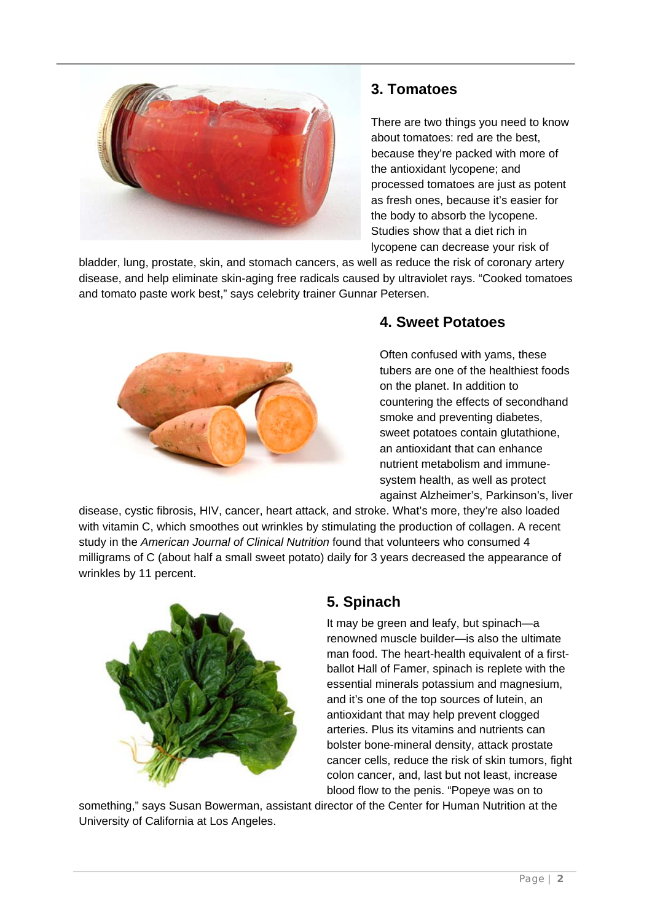## 3. Tomatoes

There are two things you need to know about tomatoes: red are the best, because they're packed with more of the antioxidant lycopene; and processed tomatoes are just as potent as fresh ones, because it's easier for the body to absorb the lycopene. Studies show that a diet rich in lycopene can decrease your risk of bladder, lung, prostate, skin, and stomach cancers, as well as reduce the risk of coronary artery disease, and help eliminate skin-aging free radicals caused by ultraviolet rays. "Cooked tomatoes and tomato paste work best," says celebrity trainer Gunnar Petersen.

## 4. Sweet Potatoes

Often confused with yams, these tubers are one of the healthiest foods on the planet. In addition to countering the effects of secondhand smoke and preventing diabetes, sweet potatoes contain glutathione, an antioxidant that can enhance nutrient metabolism and immune-system health, as well as protect against Alzheimer's, Parkinson's, liver disease, cystic fibrosis, HIV, cancer, heart attack, and stroke. What's more, they're also loaded with vitamin C, which smoothes out wrinkles by stimulating the production of collagen. A recent study in the *American Journal of Clinical Nutrition* found that volunteers who consumed 4 milligrams of C (about half a small sweet potato) daily for 3 years decreased the appearance of wrinkles by 11 percent.

## 5. Spinach

It may be green and leafy, but spinach—a renowned muscle builder—is also the ultimate man food. The heart-health equivalent of a first-ballot Hall of Famer, spinach is replete with the essential minerals potassium and magnesium, and it's one of the top sources of lutein, an antioxidant that may help prevent clogged arteries. Plus its vitamins and nutrients can bolster bone-mineral density, attack prostate cancer cells, reduce the risk of skin tumors, fight colon cancer, and, last but not least, increase blood flow to the penis. "Popeye was on to something," says Susan Bowerman, assistant director of the Center for Human Nutrition at the University of California at Los Angeles.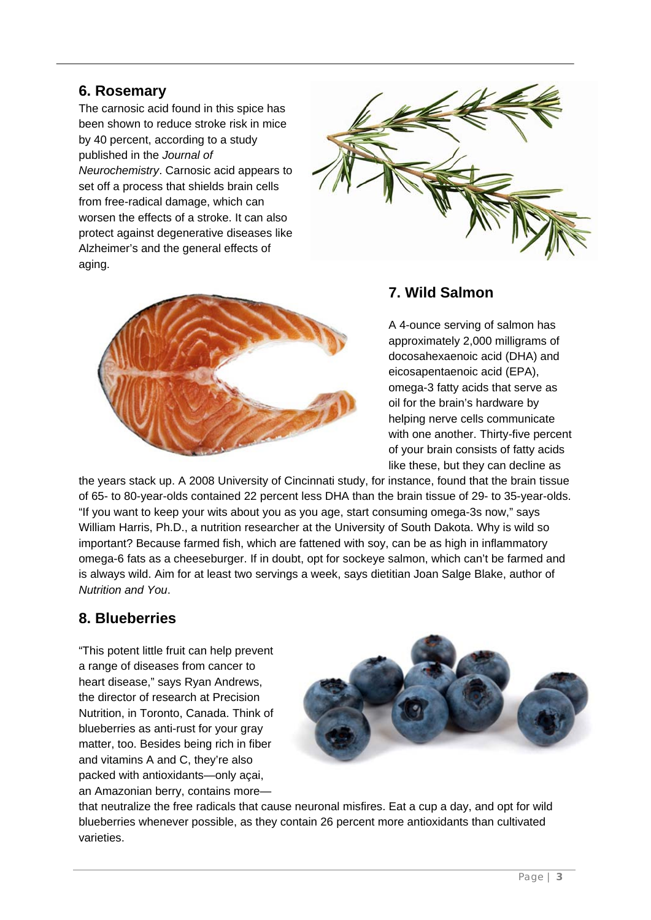## 6. Rosemary

The carnosic acid found in this spice has been shown to reduce stroke risk in mice by 40 percent, according to a study published in the *Journal of Neurochemistry*. Carnosic acid appears to set off a process that shields brain cells from free-radical damage, which can worsen the effects of a stroke. It can also protect against degenerative diseases like Alzheimer's and the general effects of aging.

## 7. Wild Salmon

A 4-ounce serving of salmon has approximately 2,000 milligrams of docosahexaenoic acid (DHA) and eicosapentaenoic acid (EPA), omega-3 fatty acids that serve as oil for the brain's hardware by helping nerve cells communicate with one another. Thirty-five percent of your brain consists of fatty acids like these, but they can decline as the years stack up. A 2008 University of Cincinnati study, for instance, found that the brain tissue of 65- to 80-year-olds contained 22 percent less DHA than the brain tissue of 29- to 35-year-olds. "If you want to keep your wits about you as you age, start consuming omega-3s now," says William Harris, Ph.D., a nutrition researcher at the University of South Dakota. Why is wild so important? Because farmed fish, which are fattened with soy, can be as high in inflammatory omega-6 fats as a cheeseburger. If in doubt, opt for sockeye salmon, which can't be farmed and is always wild. Aim for at least two servings a week, says dietitian Joan Salge Blake, author of *Nutrition and You*.

## 8. Blueberries

"This potent little fruit can help prevent a range of diseases from cancer to heart disease," says Ryan Andrews, the director of research at Precision Nutrition, in Toronto, Canada. Think of blueberries as anti-rust for your gray matter, too. Besides being rich in fiber and vitamins A and C, they're also packed with antioxidants—only açai, an Amazonian berry, contains more—that neutralize the free radicals that cause neuronal misfires. Eat a cup a day, and opt for wild blueberries whenever possible, as they contain 26 percent more antioxidants than cultivated varieties.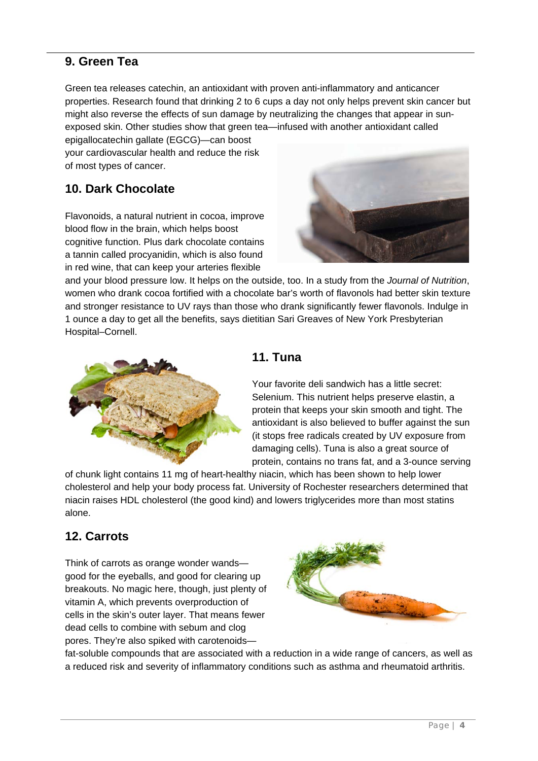## 9. Green Tea

Green tea releases catechin, an antioxidant with proven anti-inflammatory and anticancer properties. Research found that drinking 2 to 6 cups a day not only helps prevent skin cancer but might also reverse the effects of sun damage by neutralizing the changes that appear in sun-exposed skin. Other studies show that green tea—infused with another antioxidant called epigallocatechin gallate (EGCG)—can boost your cardiovascular health and reduce the risk of most types of cancer.

## 10. Dark Chocolate

Flavonoids, a natural nutrient in cocoa, improve blood flow in the brain, which helps boost cognitive function. Plus dark chocolate contains a tannin called procyanidin, which is also found in red wine, that can keep your arteries flexible and your blood pressure low. It helps on the outside, too. In a study from the *Journal of Nutrition*, women who drank cocoa fortified with a chocolate bar's worth of flavonols had better skin texture and stronger resistance to UV rays than those who drank significantly fewer flavonols. Indulge in 1 ounce a day to get all the benefits, says dietitian Sari Greaves of New York Presbyterian Hospital–Cornell.

## 11. Tuna

Your favorite deli sandwich has a little secret: Selenium. This nutrient helps preserve elastin, a protein that keeps your skin smooth and tight. The antioxidant is also believed to buffer against the sun (it stops free radicals created by UV exposure from damaging cells). Tuna is also a great source of protein, contains no trans fat, and a 3-ounce serving of chunk light contains 11 mg of heart-healthy niacin, which has been shown to help lower cholesterol and help your body process fat. University of Rochester researchers determined that niacin raises HDL cholesterol (the good kind) and lowers triglycerides more than most statins alone.

## 12. Carrots

Think of carrots as orange wonder wands—good for the eyeballs, and good for clearing up breakouts. No magic here, though, just plenty of vitamin A, which prevents overproduction of cells in the skin's outer layer. That means fewer dead cells to combine with sebum and clog pores. They're also spiked with carotenoids—fat-soluble compounds that are associated with a reduction in a wide range of cancers, as well as a reduced risk and severity of inflammatory conditions such as asthma and rheumatoid arthritis.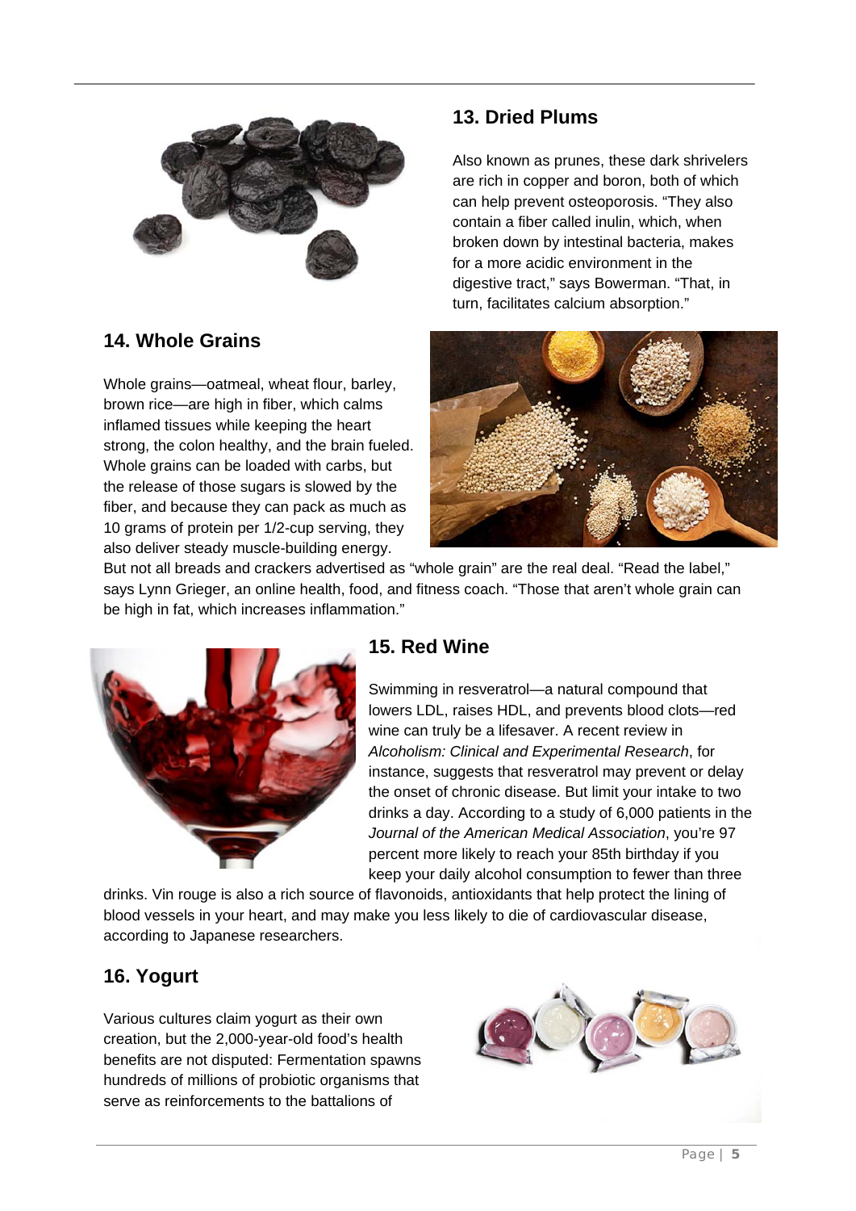## 13. Dried Plums

Also known as prunes, these dark shrivelers are rich in copper and boron, both of which can help prevent osteoporosis. "They also contain a fiber called inulin, which, when broken down by intestinal bacteria, makes for a more acidic environment in the digestive tract," says Bowerman. "That, in turn, facilitates calcium absorption."

## 14. Whole Grains

Whole grains—oatmeal, wheat flour, barley, brown rice—are high in fiber, which calms inflamed tissues while keeping the heart strong, the colon healthy, and the brain fueled. Whole grains can be loaded with carbs, but the release of those sugars is slowed by the fiber, and because they can pack as much as 10 grams of protein per 1/2-cup serving, they also deliver steady muscle-building energy. But not all breads and crackers advertised as "whole grain" are the real deal. "Read the label," says Lynn Grieger, an online health, food, and fitness coach. "Those that aren't whole grain can be high in fat, which increases inflammation."

## 15. Red Wine

Swimming in resveratrol—a natural compound that lowers LDL, raises HDL, and prevents blood clots—red wine can truly be a lifesaver. A recent review in *Alcoholism: Clinical and Experimental Research*, for instance, suggests that resveratrol may prevent or delay the onset of chronic disease. But limit your intake to two drinks a day. According to a study of 6,000 patients in the *Journal of the American Medical Association*, you're 97 percent more likely to reach your 85th birthday if you keep your daily alcohol consumption to fewer than three drinks. Vin rouge is also a rich source of flavonoids, antioxidants that help protect the lining of blood vessels in your heart, and may make you less likely to die of cardiovascular disease, according to Japanese researchers.

## 16. Yogurt

Various cultures claim yogurt as their own creation, but the 2,000-year-old food's health benefits are not disputed: Fermentation spawns hundreds of millions of probiotic organisms that serve as reinforcements to the battalions of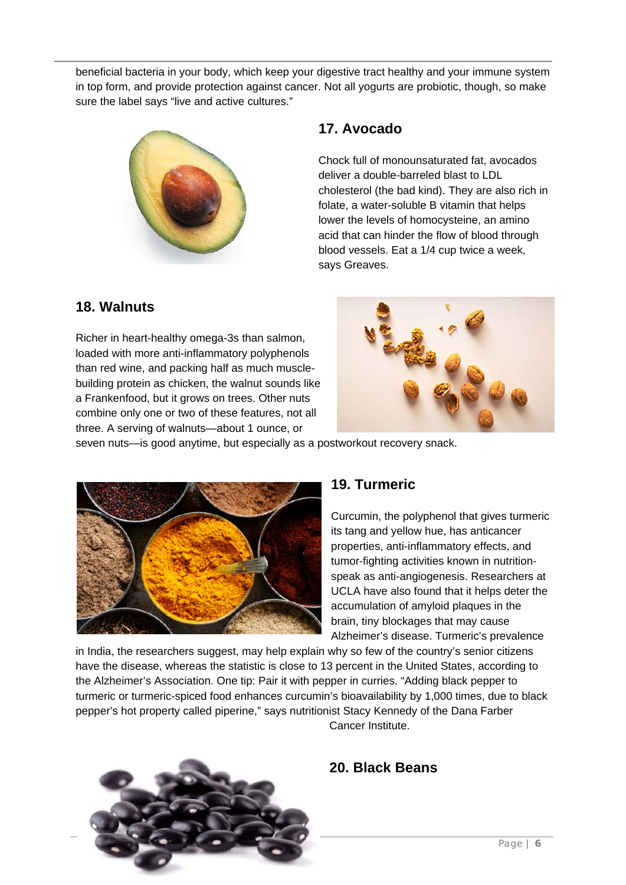beneficial bacteria in your body, which keep your digestive tract healthy and your immune system in top form, and provide protection against cancer. Not all yogurts are probiotic, though, so make sure the label says "live and active cultures."

## 17. Avocado

Chock full of monounsaturated fat, avocados deliver a double-barreled blast to LDL cholesterol (the bad kind). They are also rich in folate, a water-soluble B vitamin that helps lower the levels of homocysteine, an amino acid that can hinder the flow of blood through blood vessels. Eat a 1/4 cup twice a week, says Greaves.

## 18. Walnuts

Richer in heart-healthy omega-3s than salmon, loaded with more anti-inflammatory polyphenols than red wine, and packing half as much muscle-building protein as chicken, the walnut sounds like a Frankenfood, but it grows on trees. Other nuts combine only one or two of these features, not all three. A serving of walnuts—about 1 ounce, or seven nuts—is good anytime, but especially as a postworkout recovery snack.

## 19. Turmeric

Curcumin, the polyphenol that gives turmeric its tang and yellow hue, has anticancer properties, anti-inflammatory effects, and tumor-fighting activities known in nutrition-speak as anti-angiogenesis. Researchers at UCLA have also found that it helps deter the accumulation of amyloid plaques in the brain, tiny blockages that may cause Alzheimer's disease. Turmeric's prevalence in India, the researchers suggest, may help explain why so few of the country's senior citizens have the disease, whereas the statistic is close to 13 percent in the United States, according to the Alzheimer's Association. One tip: Pair it with pepper in curries. "Adding black pepper to turmeric or turmeric-spiced food enhances curcumin's bioavailability by 1,000 times, due to black pepper's hot property called piperine," says nutritionist Stacy Kennedy of the Dana Farber Cancer Institute.

## 20. Black Beans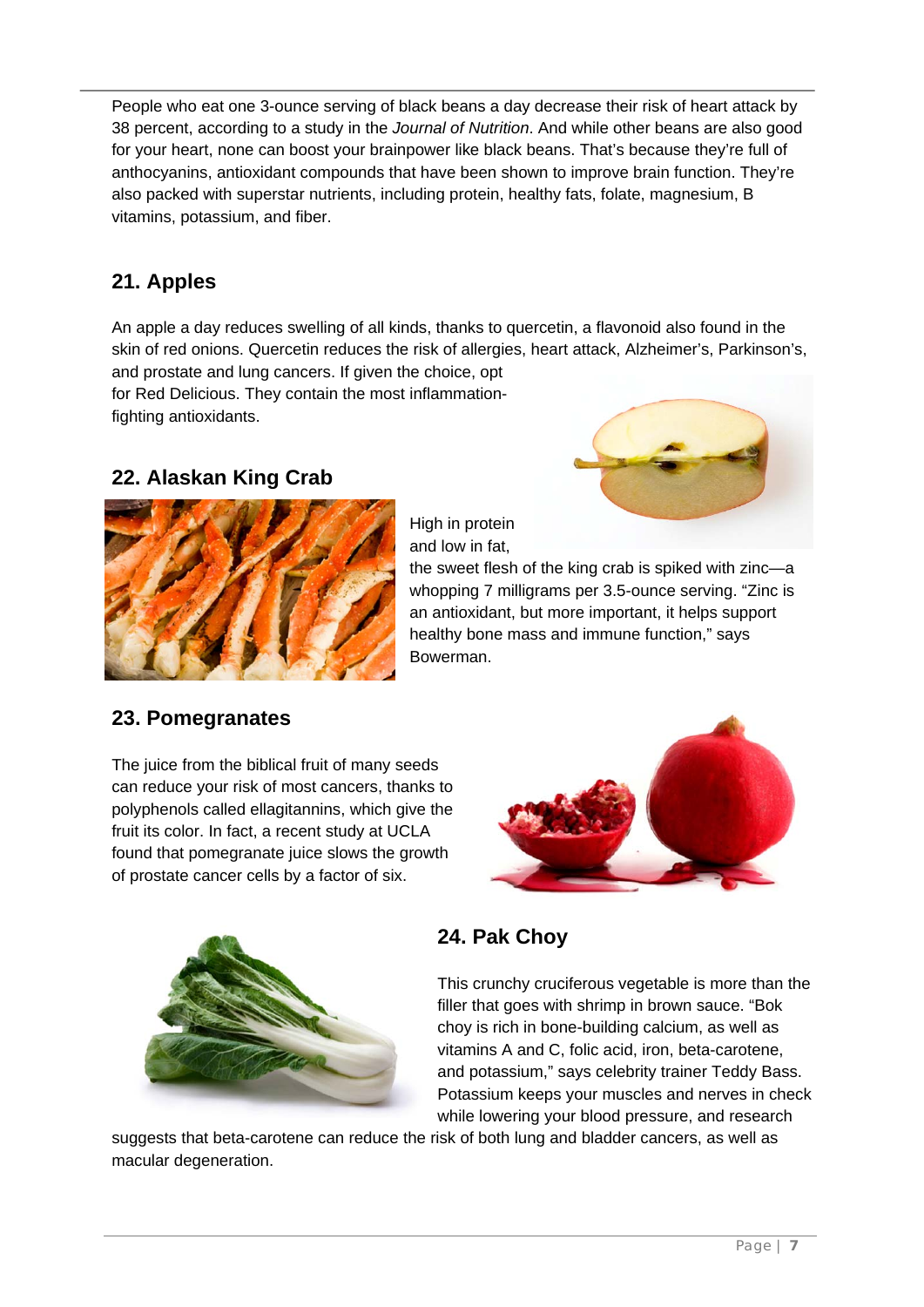People who eat one 3-ounce serving of black beans a day decrease their risk of heart attack by 38 percent, according to a study in the *Journal of Nutrition*. And while other beans are also good for your heart, none can boost your brainpower like black beans. That's because they're full of anthocyanins, antioxidant compounds that have been shown to improve brain function. They're also packed with superstar nutrients, including protein, healthy fats, folate, magnesium, B vitamins, potassium, and fiber.

## 21. Apples

An apple a day reduces swelling of all kinds, thanks to quercetin, a flavonoid also found in the skin of red onions. Quercetin reduces the risk of allergies, heart attack, Alzheimer's, Parkinson's, and prostate and lung cancers. If given the choice, opt for Red Delicious. They contain the most inflammation-fighting antioxidants.

## 22. Alaskan King Crab

High in protein and low in fat, the sweet flesh of the king crab is spiked with zinc—a whopping 7 milligrams per 3.5-ounce serving. "Zinc is an antioxidant, but more important, it helps support healthy bone mass and immune function," says Bowerman.

## 23. Pomegranates

The juice from the biblical fruit of many seeds can reduce your risk of most cancers, thanks to polyphenols called ellagitannins, which give the fruit its color. In fact, a recent study at UCLA found that pomegranate juice slows the growth of prostate cancer cells by a factor of six.

## 24. Pak Choy

This crunchy cruciferous vegetable is more than the filler that goes with shrimp in brown sauce. "Bok choy is rich in bone-building calcium, as well as vitamins A and C, folic acid, iron, beta-carotene, and potassium," says celebrity trainer Teddy Bass. Potassium keeps your muscles and nerves in check while lowering your blood pressure, and research suggests that beta-carotene can reduce the risk of both lung and bladder cancers, as well as macular degeneration.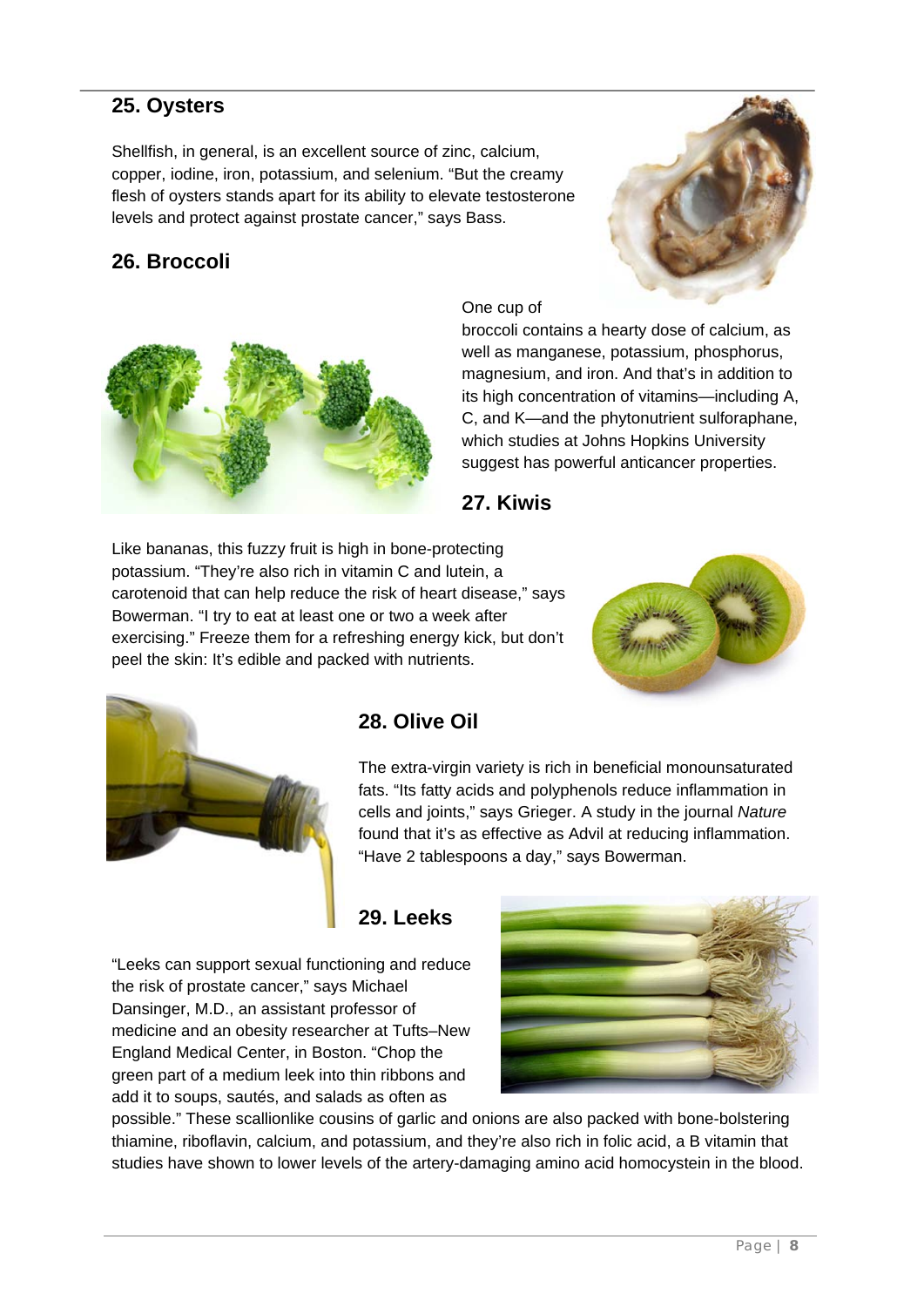## 25. Oysters

Shellfish, in general, is an excellent source of zinc, calcium, copper, iodine, iron, potassium, and selenium. "But the creamy flesh of oysters stands apart for its ability to elevate testosterone levels and protect against prostate cancer," says Bass.

## 26. Broccoli

One cup of broccoli contains a hearty dose of calcium, as well as manganese, potassium, phosphorus, magnesium, and iron. And that's in addition to its high concentration of vitamins—including A, C, and K—and the phytonutrient sulforaphane, which studies at Johns Hopkins University suggest has powerful anticancer properties.

## 27. Kiwis

Like bananas, this fuzzy fruit is high in bone-protecting potassium. "They're also rich in vitamin C and lutein, a carotenoid that can help reduce the risk of heart disease," says Bowerman. "I try to eat at least one or two a week after exercising." Freeze them for a refreshing energy kick, but don't peel the skin: It's edible and packed with nutrients.

## 28. Olive Oil

The extra-virgin variety is rich in beneficial monounsaturated fats. "Its fatty acids and polyphenols reduce inflammation in cells and joints," says Grieger. A study in the journal *Nature* found that it's as effective as Advil at reducing inflammation. "Have 2 tablespoons a day," says Bowerman.

## 29. Leeks

"Leeks can support sexual functioning and reduce the risk of prostate cancer," says Michael Dansinger, M.D., an assistant professor of medicine and an obesity researcher at Tufts–New England Medical Center, in Boston. "Chop the green part of a medium leek into thin ribbons and add it to soups, sautés, and salads as often as possible." These scallionlike cousins of garlic and onions are also packed with bone-bolstering thiamine, riboflavin, calcium, and potassium, and they're also rich in folic acid, a B vitamin that studies have shown to lower levels of the artery-damaging amino acid homocystein in the blood.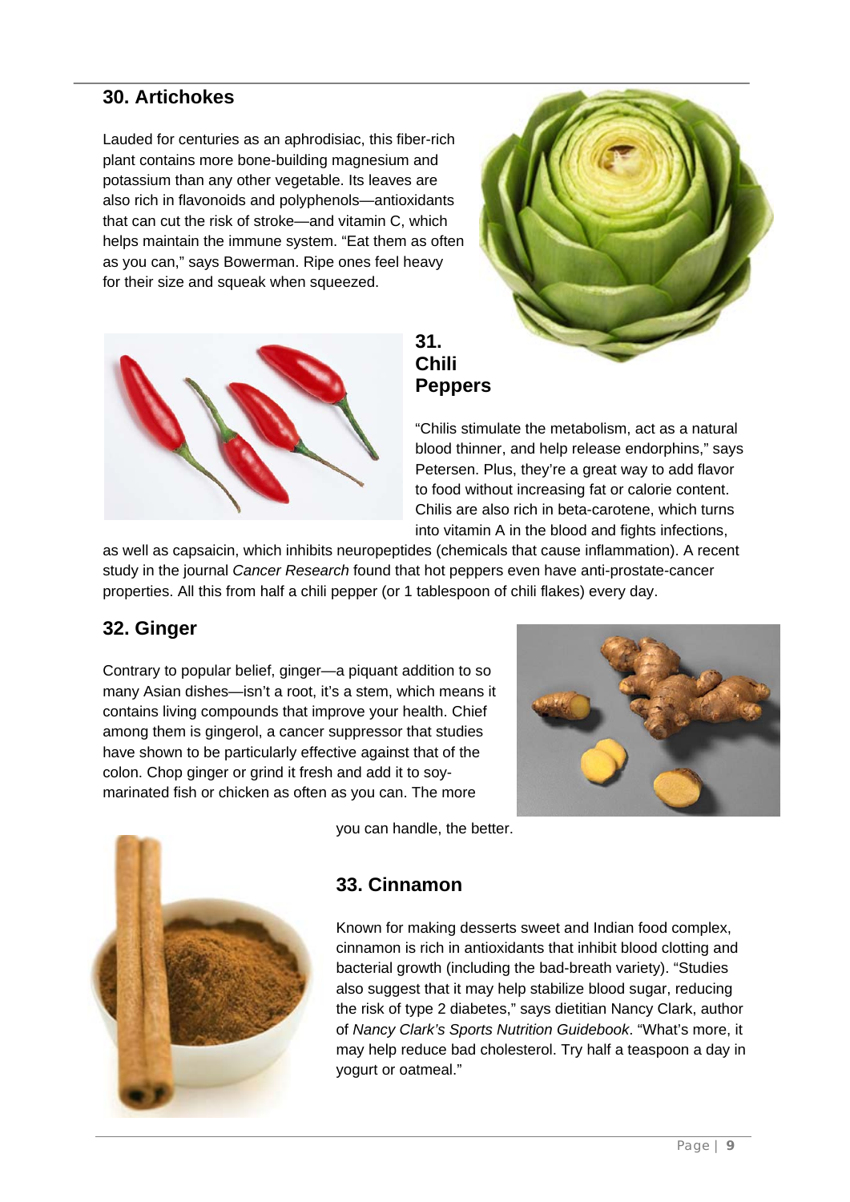## 30. Artichokes

Lauded for centuries as an aphrodisiac, this fiber-rich plant contains more bone-building magnesium and potassium than any other vegetable. Its leaves are also rich in flavonoids and polyphenols—antioxidants that can cut the risk of stroke—and vitamin C, which helps maintain the immune system. "Eat them as often as you can," says Bowerman. Ripe ones feel heavy for their size and squeak when squeezed.

## 31. Chili Peppers

"Chilis stimulate the metabolism, act as a natural blood thinner, and help release endorphins," says Petersen. Plus, they're a great way to add flavor to food without increasing fat or calorie content. Chilis are also rich in beta-carotene, which turns into vitamin A in the blood and fights infections, as well as capsaicin, which inhibits neuropeptides (chemicals that cause inflammation). A recent study in the journal *Cancer Research* found that hot peppers even have anti-prostate-cancer properties. All this from half a chili pepper (or 1 tablespoon of chili flakes) every day.

## 32. Ginger

Contrary to popular belief, ginger—a piquant addition to so many Asian dishes—isn't a root, it's a stem, which means it contains living compounds that improve your health. Chief among them is gingerol, a cancer suppressor that studies have shown to be particularly effective against that of the colon. Chop ginger or grind it fresh and add it to soy-marinated fish or chicken as often as you can. The more you can handle, the better.

## 33. Cinnamon

Known for making desserts sweet and Indian food complex, cinnamon is rich in antioxidants that inhibit blood clotting and bacterial growth (including the bad-breath variety). "Studies also suggest that it may help stabilize blood sugar, reducing the risk of type 2 diabetes," says dietitian Nancy Clark, author of *Nancy Clark's Sports Nutrition Guidebook*. "What's more, it may help reduce bad cholesterol. Try half a teaspoon a day in yogurt or oatmeal."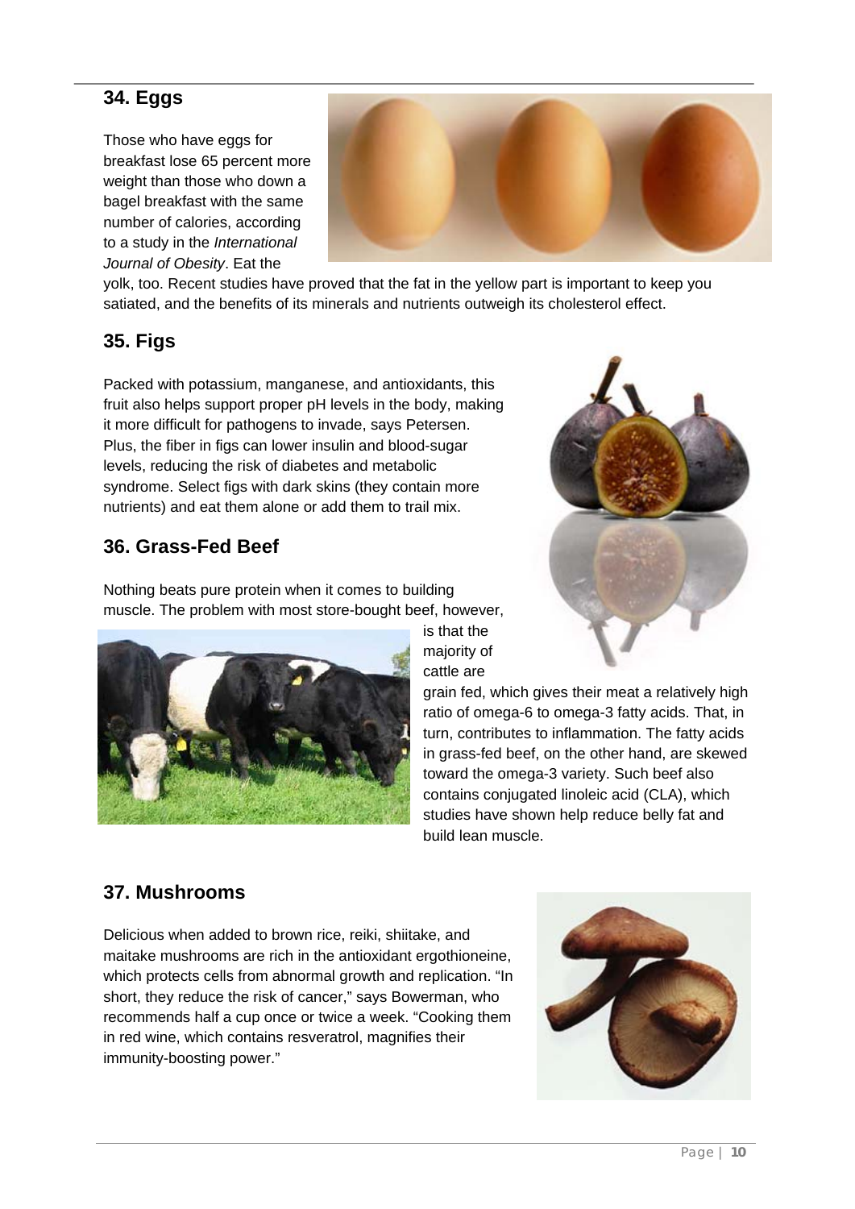## 34. Eggs

Those who have eggs for breakfast lose 65 percent more weight than those who down a bagel breakfast with the same number of calories, according to a study in the *International Journal of Obesity*. Eat the yolk, too. Recent studies have proved that the fat in the yellow part is important to keep you satiated, and the benefits of its minerals and nutrients outweigh its cholesterol effect.

## 35. Figs

Packed with potassium, manganese, and antioxidants, this fruit also helps support proper pH levels in the body, making it more difficult for pathogens to invade, says Petersen. Plus, the fiber in figs can lower insulin and blood-sugar levels, reducing the risk of diabetes and metabolic syndrome. Select figs with dark skins (they contain more nutrients) and eat them alone or add them to trail mix.

## 36. Grass-Fed Beef

Nothing beats pure protein when it comes to building muscle. The problem with most store-bought beef, however, is that the majority of cattle are grain fed, which gives their meat a relatively high ratio of omega-6 to omega-3 fatty acids. That, in turn, contributes to inflammation. The fatty acids in grass-fed beef, on the other hand, are skewed toward the omega-3 variety. Such beef also contains conjugated linoleic acid (CLA), which studies have shown help reduce belly fat and build lean muscle.

## 37. Mushrooms

Delicious when added to brown rice, reiki, shiitake, and maitake mushrooms are rich in the antioxidant ergothioneine, which protects cells from abnormal growth and replication. "In short, they reduce the risk of cancer," says Bowerman, who recommends half a cup once or twice a week. "Cooking them in red wine, which contains resveratrol, magnifies their immunity-boosting power."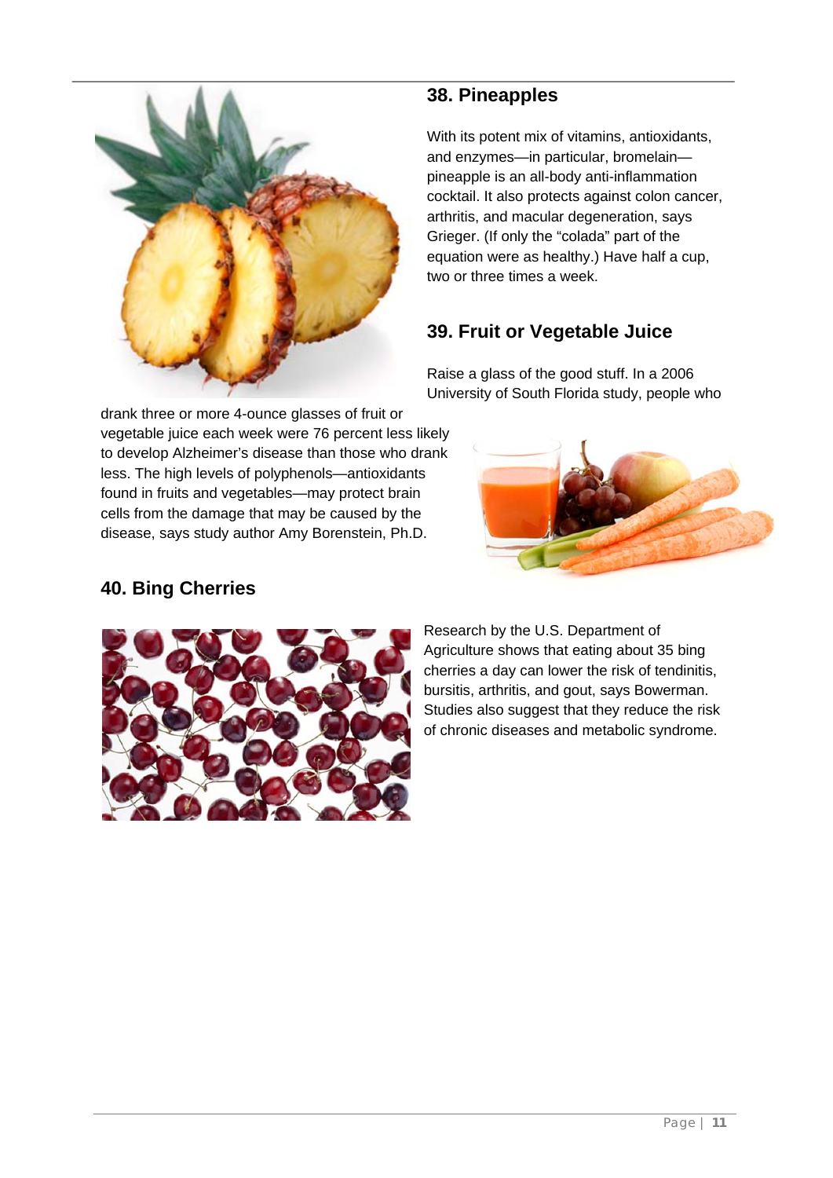## 38. Pineapples

With its potent mix of vitamins, antioxidants, and enzymes—in particular, bromelain—pineapple is an all-body anti-inflammation cocktail. It also protects against colon cancer, arthritis, and macular degeneration, says Grieger. (If only the "colada" part of the equation were as healthy.) Have half a cup, two or three times a week.

## 39. Fruit or Vegetable Juice

Raise a glass of the good stuff. In a 2006 University of South Florida study, people who drank three or more 4-ounce glasses of fruit or vegetable juice each week were 76 percent less likely to develop Alzheimer's disease than those who drank less. The high levels of polyphenols—antioxidants found in fruits and vegetables—may protect brain cells from the damage that may be caused by the disease, says study author Amy Borenstein, Ph.D.

## 40. Bing Cherries

Research by the U.S. Department of Agriculture shows that eating about 35 bing cherries a day can lower the risk of tendinitis, bursitis, arthritis, and gout, says Bowerman. Studies also suggest that they reduce the risk of chronic diseases and metabolic syndrome.